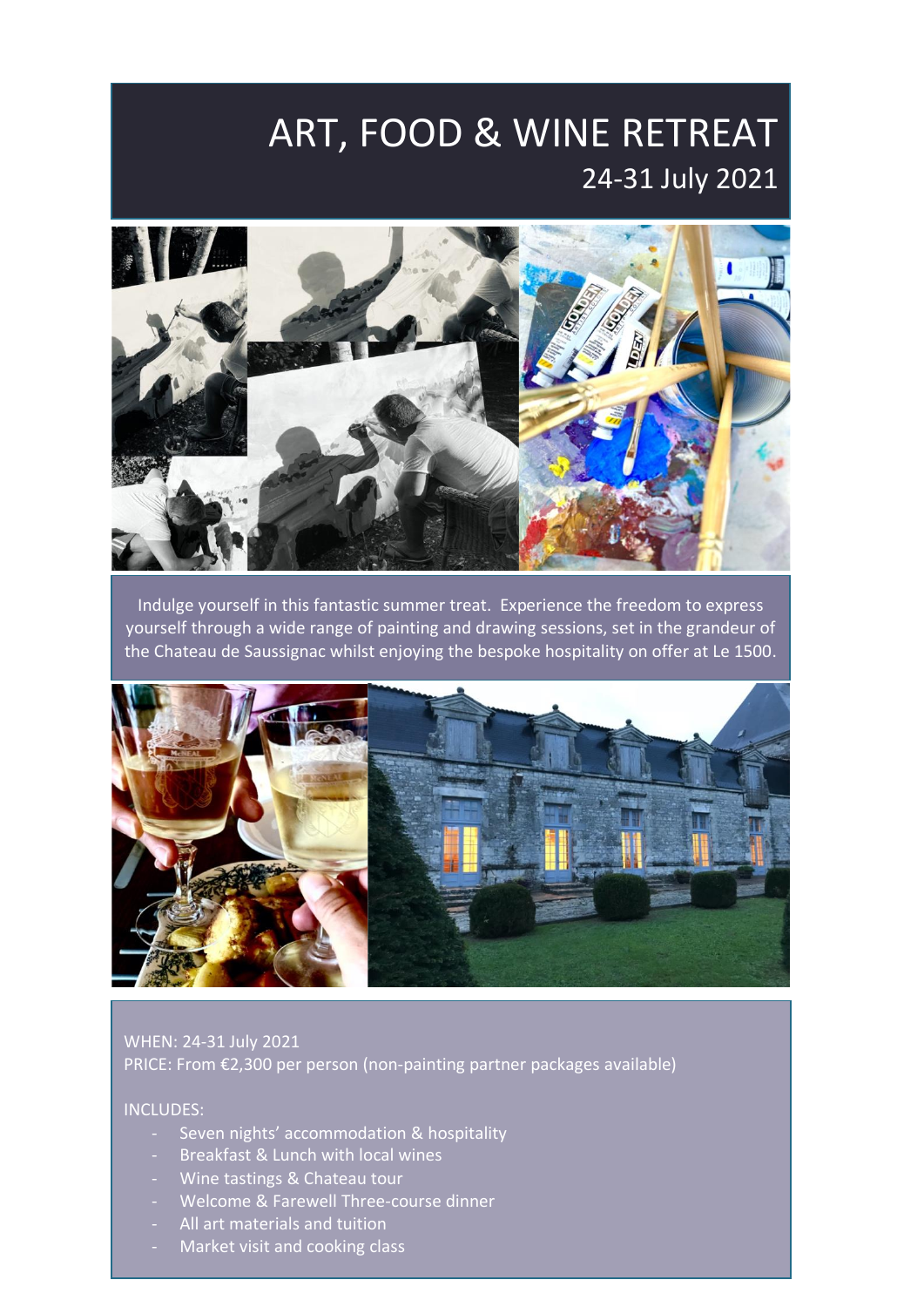# ART, FOOD & WINE RETREAT

## 24-31 July 2021

Indulge yourself in this fantastic summer treat. Experience the freedom to express yourself through a wide range of painting and drawing sessions, set in the grandeur of the Chateau de Saussignac whilst enjoying the bespoke hospitality on offer at Le 1500.

WHEN: 24-31 July 2021
PRICE: From €2,300 per person (non-painting partner packages available)

INCLUDES:

- Seven nights' accommodation & hospitality
- Breakfast & Lunch with local wines
- Wine tastings & Chateau tour
- Welcome & Farewell Three-course dinner
- All art materials and tuition
- Market visit and cooking class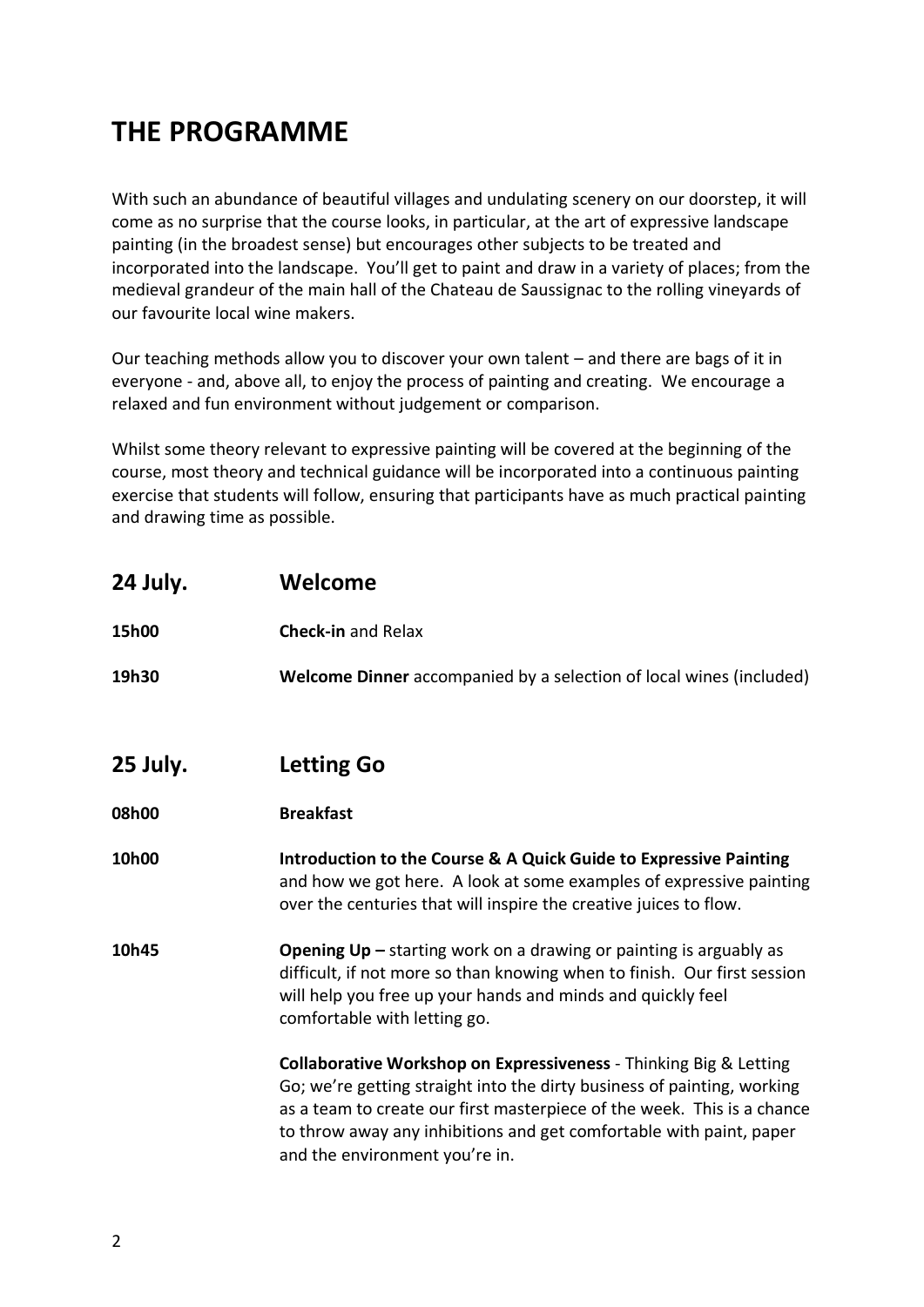# THE PROGRAMME

With such an abundance of beautiful villages and undulating scenery on our doorstep, it will come as no surprise that the course looks, in particular, at the art of expressive landscape painting (in the broadest sense) but encourages other subjects to be treated and incorporated into the landscape. You'll get to paint and draw in a variety of places; from the medieval grandeur of the main hall of the Chateau de Saussignac to the rolling vineyards of our favourite local wine makers.

Our teaching methods allow you to discover your own talent – and there are bags of it in everyone - and, above all, to enjoy the process of painting and creating. We encourage a relaxed and fun environment without judgement or comparison.

Whilst some theory relevant to expressive painting will be covered at the beginning of the course, most theory and technical guidance will be incorporated into a continuous painting exercise that students will follow, ensuring that participants have as much practical painting and drawing time as possible.

## 24 July. Welcome

**15h00** **Check-in** and Relax

**19h30** **Welcome Dinner** accompanied by a selection of local wines (included)

## 25 July. Letting Go

**08h00** **Breakfast**

**10h00** **Introduction to the Course & A Quick Guide to Expressive Painting** and how we got here. A look at some examples of expressive painting over the centuries that will inspire the creative juices to flow.

**10h45** **Opening Up –** starting work on a drawing or painting is arguably as difficult, if not more so than knowing when to finish. Our first session will help you free up your hands and minds and quickly feel comfortable with letting go.

**Collaborative Workshop on Expressiveness** - Thinking Big & Letting Go; we're getting straight into the dirty business of painting, working as a team to create our first masterpiece of the week. This is a chance to throw away any inhibitions and get comfortable with paint, paper and the environment you're in.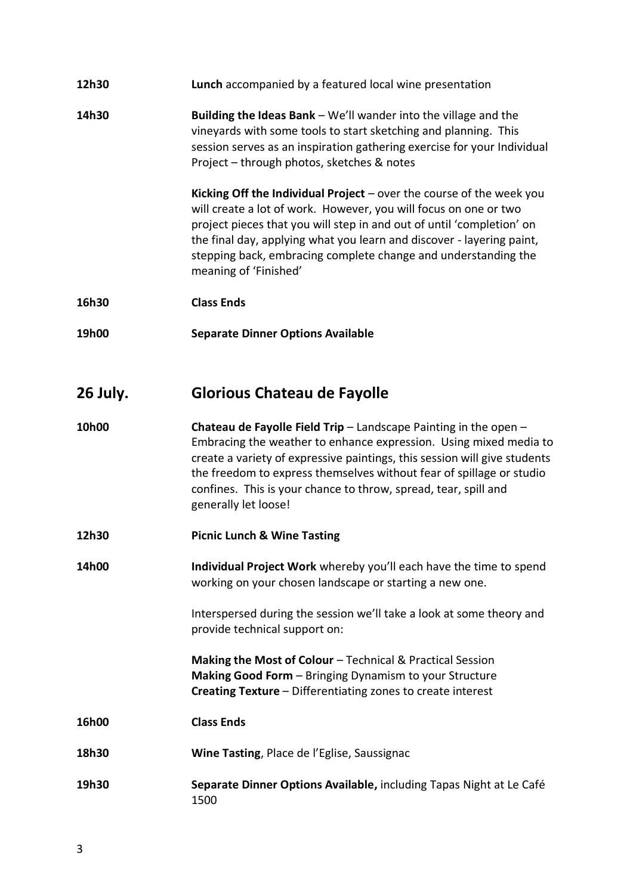**12h30** **Lunch** accompanied by a featured local wine presentation

**14h30** **Building the Ideas Bank** – We'll wander into the village and the vineyards with some tools to start sketching and planning. This session serves as an inspiration gathering exercise for your Individual Project – through photos, sketches & notes

**Kicking Off the Individual Project** – over the course of the week you will create a lot of work. However, you will focus on one or two project pieces that you will step in and out of until 'completion' on the final day, applying what you learn and discover - layering paint, stepping back, embracing complete change and understanding the meaning of 'Finished'

**16h30** **Class Ends**

**19h00** **Separate Dinner Options Available**

## 26 July. Glorious Chateau de Fayolle

**10h00** **Chateau de Fayolle Field Trip** – Landscape Painting in the open – Embracing the weather to enhance expression. Using mixed media to create a variety of expressive paintings, this session will give students the freedom to express themselves without fear of spillage or studio confines. This is your chance to throw, spread, tear, spill and generally let loose!

**12h30** **Picnic Lunch & Wine Tasting**

**14h00** **Individual Project Work** whereby you'll each have the time to spend working on your chosen landscape or starting a new one.

Interspersed during the session we'll take a look at some theory and provide technical support on:

**Making the Most of Colour** – Technical & Practical Session
**Making Good Form** – Bringing Dynamism to your Structure
**Creating Texture** – Differentiating zones to create interest

**16h00** **Class Ends**

**18h30** **Wine Tasting**, Place de l'Eglise, Saussignac

**19h30** **Separate Dinner Options Available,** including Tapas Night at Le Café 1500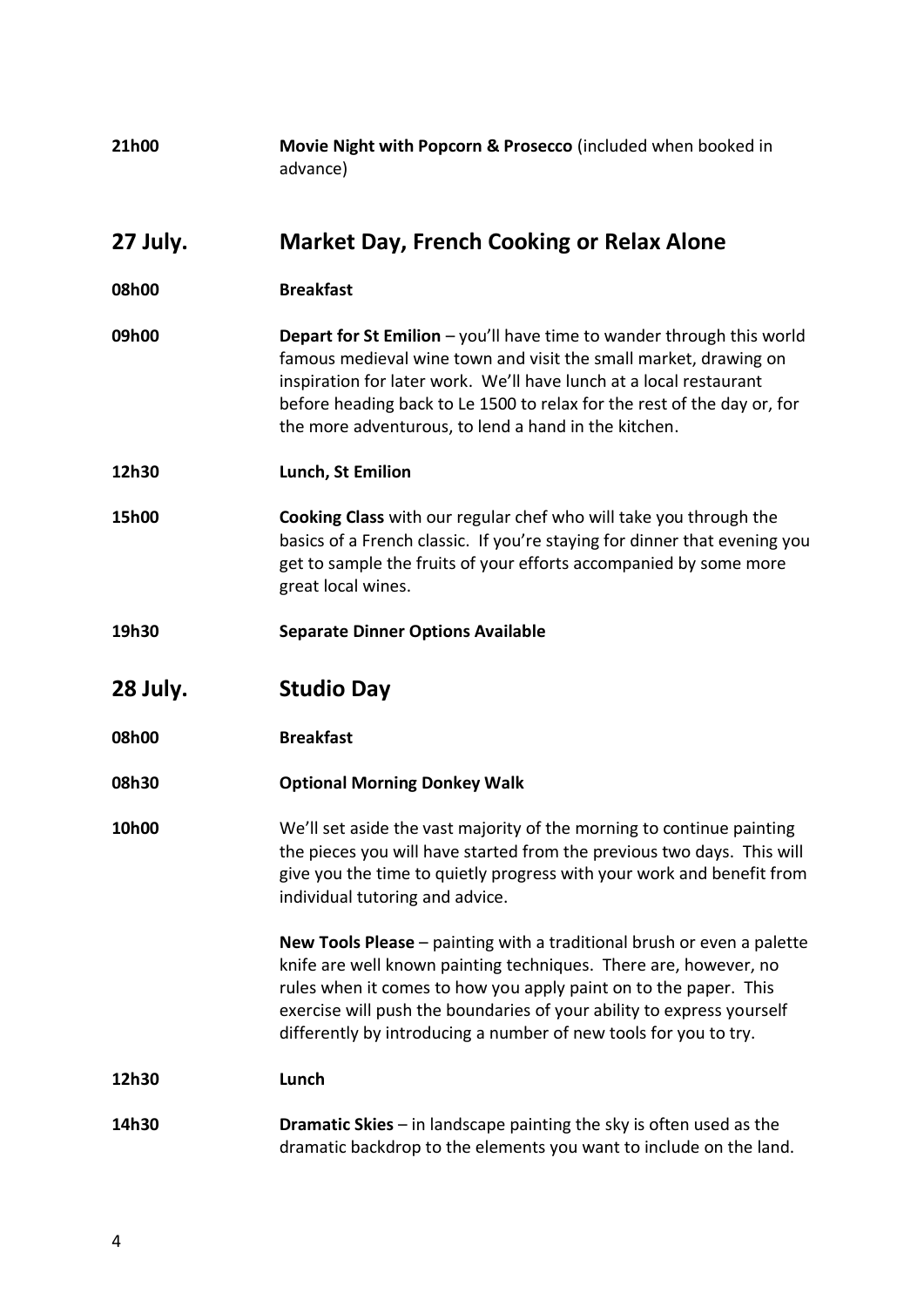**21h00** **Movie Night with Popcorn & Prosecco** (included when booked in advance)

## 27 July. Market Day, French Cooking or Relax Alone

**08h00** **Breakfast**

**09h00** **Depart for St Emilion** – you'll have time to wander through this world famous medieval wine town and visit the small market, drawing on inspiration for later work. We'll have lunch at a local restaurant before heading back to Le 1500 to relax for the rest of the day or, for the more adventurous, to lend a hand in the kitchen.

**12h30** **Lunch, St Emilion**

**15h00** **Cooking Class** with our regular chef who will take you through the basics of a French classic. If you're staying for dinner that evening you get to sample the fruits of your efforts accompanied by some more great local wines.

**19h30** **Separate Dinner Options Available**

## 28 July. Studio Day

**08h00** **Breakfast**

**08h30** **Optional Morning Donkey Walk**

**10h00** We'll set aside the vast majority of the morning to continue painting the pieces you will have started from the previous two days. This will give you the time to quietly progress with your work and benefit from individual tutoring and advice.

**New Tools Please** – painting with a traditional brush or even a palette knife are well known painting techniques. There are, however, no rules when it comes to how you apply paint on to the paper. This exercise will push the boundaries of your ability to express yourself differently by introducing a number of new tools for you to try.

**12h30** **Lunch**

**14h30** **Dramatic Skies** – in landscape painting the sky is often used as the dramatic backdrop to the elements you want to include on the land.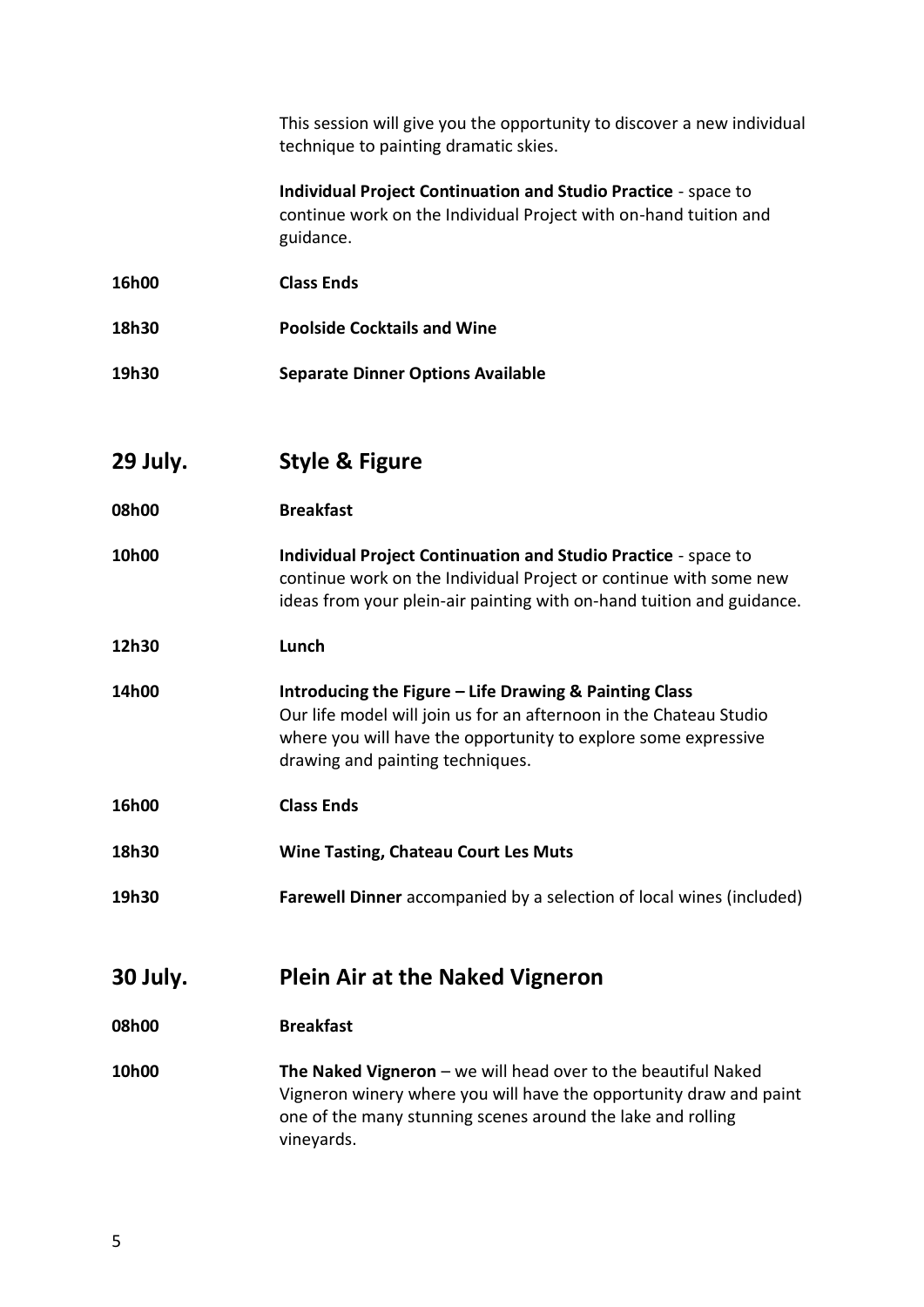This session will give you the opportunity to discover a new individual technique to painting dramatic skies.

**Individual Project Continuation and Studio Practice** - space to continue work on the Individual Project with on-hand tuition and guidance.

**16h00** **Class Ends**

**18h30** **Poolside Cocktails and Wine**

**19h30** **Separate Dinner Options Available**

## 29 July. Style & Figure

**08h00** **Breakfast**

**10h00** **Individual Project Continuation and Studio Practice** - space to continue work on the Individual Project or continue with some new ideas from your plein-air painting with on-hand tuition and guidance.

**12h30** **Lunch**

**14h00** **Introducing the Figure – Life Drawing & Painting Class**
Our life model will join us for an afternoon in the Chateau Studio where you will have the opportunity to explore some expressive drawing and painting techniques.

**16h00** **Class Ends**

**18h30** **Wine Tasting, Chateau Court Les Muts**

**19h30** **Farewell Dinner** accompanied by a selection of local wines (included)

## 30 July. Plein Air at the Naked Vigneron

**08h00** **Breakfast**

**10h00** **The Naked Vigneron** – we will head over to the beautiful Naked Vigneron winery where you will have the opportunity draw and paint one of the many stunning scenes around the lake and rolling vineyards.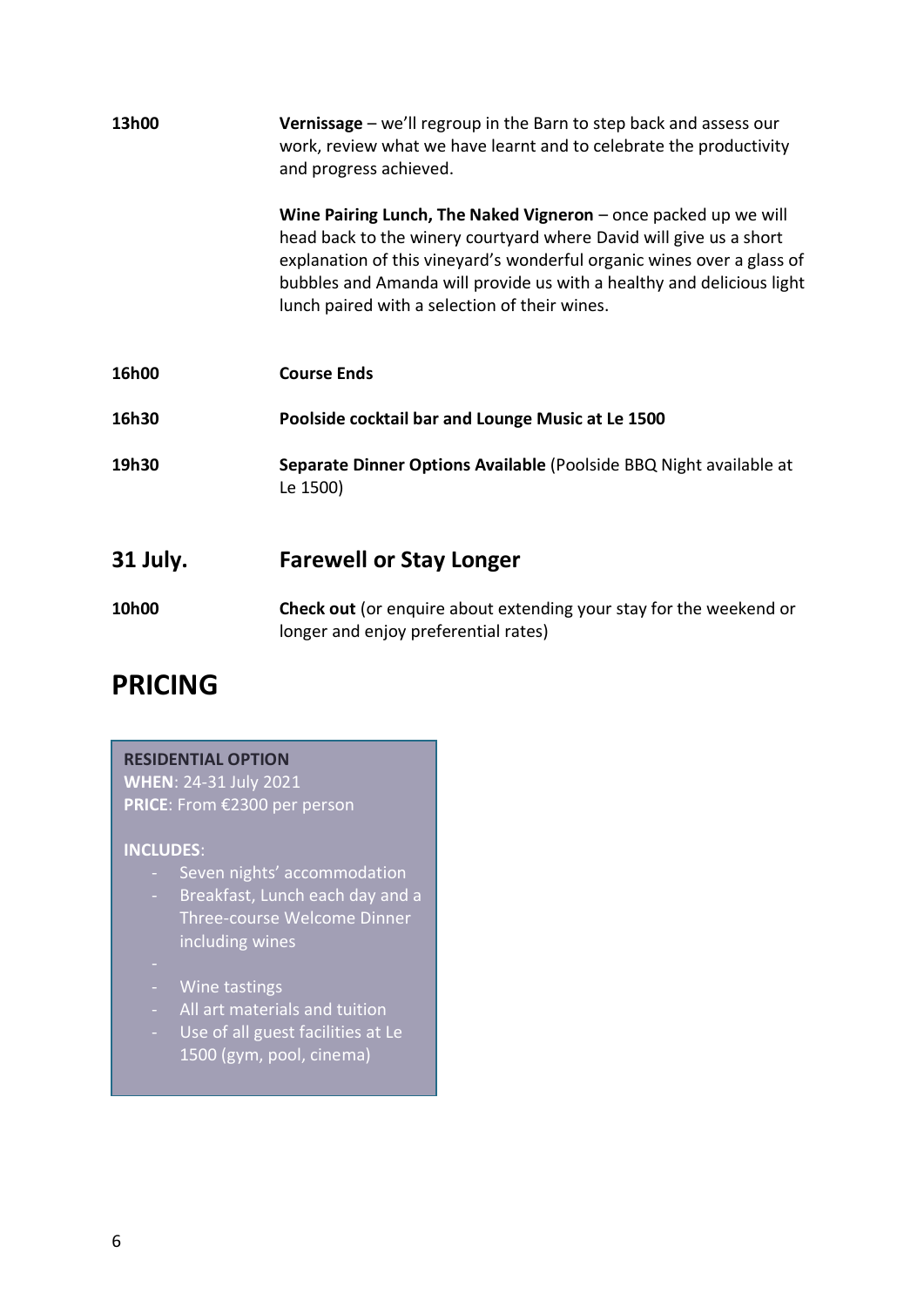**13h00** **Vernissage** – we'll regroup in the Barn to step back and assess our work, review what we have learnt and to celebrate the productivity and progress achieved.

**Wine Pairing Lunch, The Naked Vigneron** – once packed up we will head back to the winery courtyard where David will give us a short explanation of this vineyard's wonderful organic wines over a glass of bubbles and Amanda will provide us with a healthy and delicious light lunch paired with a selection of their wines.

**16h00** **Course Ends**

**16h30** **Poolside cocktail bar and Lounge Music at Le 1500**

**19h30** **Separate Dinner Options Available** (Poolside BBQ Night available at Le 1500)

## 31 July. Farewell or Stay Longer

**10h00** **Check out** (or enquire about extending your stay for the weekend or longer and enjoy preferential rates)

# PRICING

**RESIDENTIAL OPTION**
**WHEN**: 24-31 July 2021
**PRICE**: From €2300 per person

**INCLUDES**:

- Seven nights' accommodation
- Breakfast, Lunch each day and a Three-course Welcome Dinner including wines
- 
- Wine tastings
- All art materials and tuition
- Use of all guest facilities at Le 1500 (gym, pool, cinema)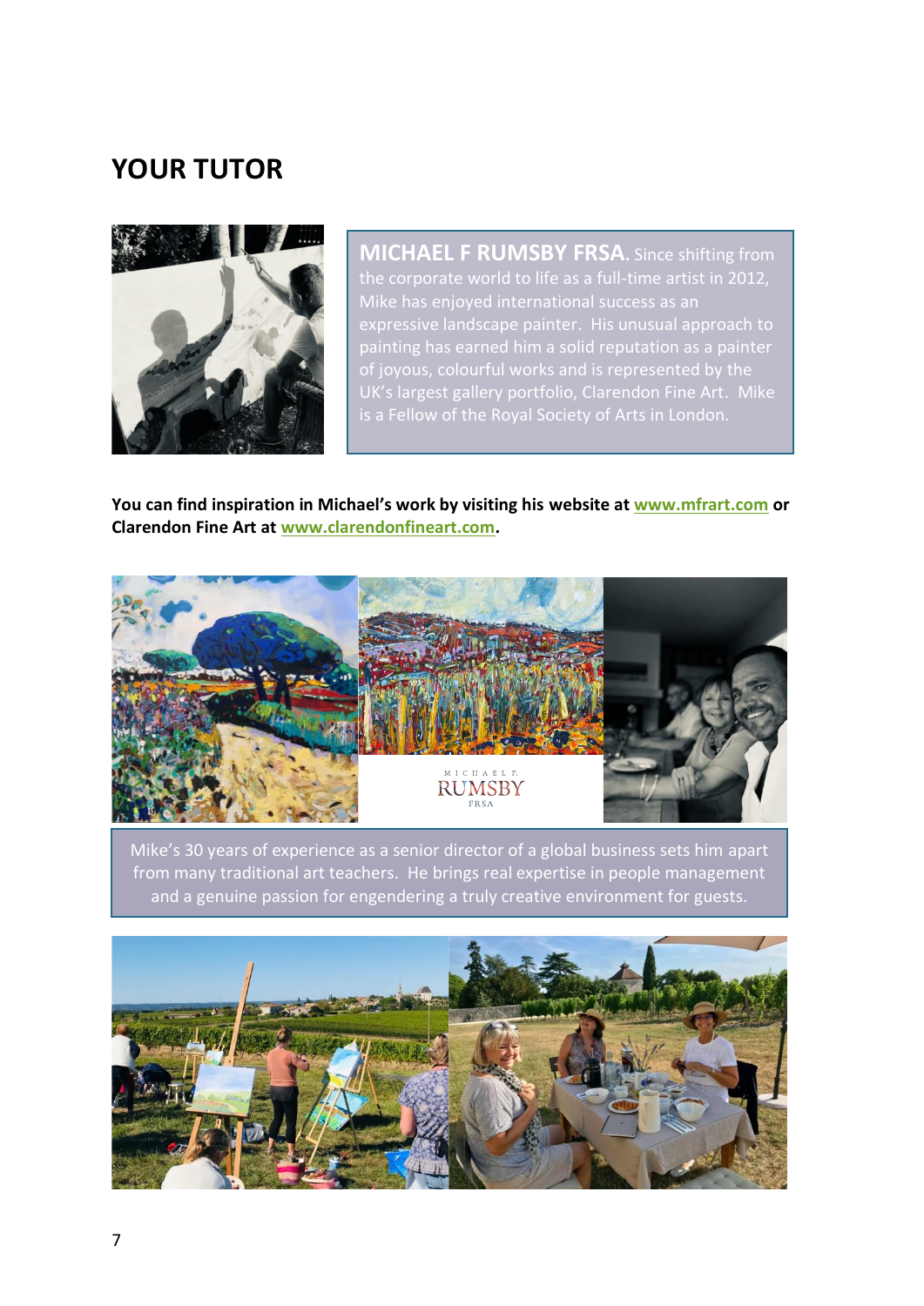## YOUR TUTOR

**MICHAEL F RUMSBY FRSA.** Since shifting from the corporate world to life as a full-time artist in 2012, Mike has enjoyed international success as an expressive landscape painter. His unusual approach to painting has earned him a solid reputation as a painter of joyous, colourful works and is represented by the UK's largest gallery portfolio, Clarendon Fine Art. Mike is a Fellow of the Royal Society of Arts in London.

**You can find inspiration in Michael's work by visiting his website at [www.mfrart.com](www.mfrart.com) or Clarendon Fine Art at [www.clarendonfineart.com](www.clarendonfineart.com).**

Mike's 30 years of experience as a senior director of a global business sets him apart from many traditional art teachers. He brings real expertise in people management and a genuine passion for engendering a truly creative environment for guests.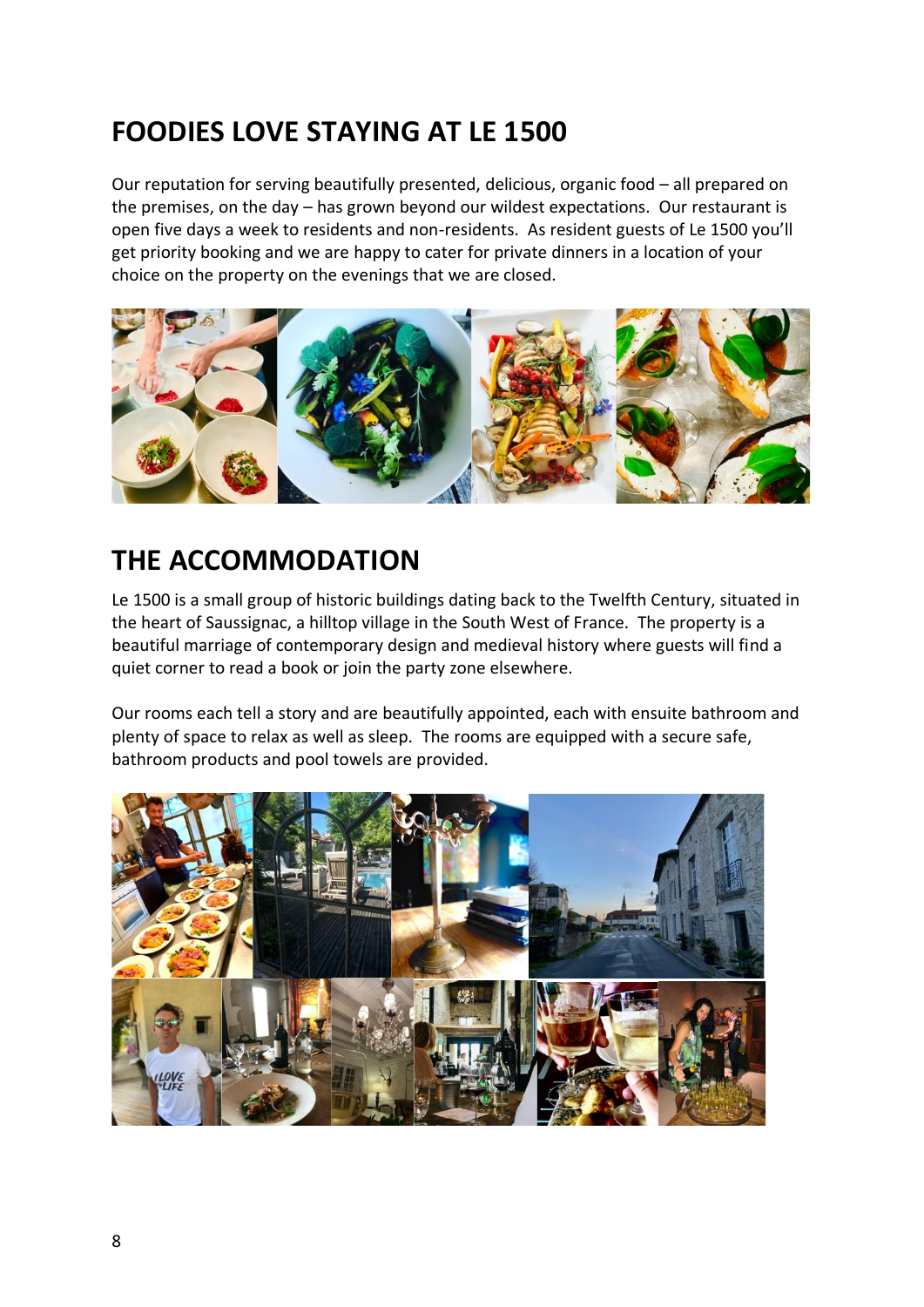## FOODIES LOVE STAYING AT LE 1500

Our reputation for serving beautifully presented, delicious, organic food – all prepared on the premises, on the day – has grown beyond our wildest expectations. Our restaurant is open five days a week to residents and non-residents. As resident guests of Le 1500 you'll get priority booking and we are happy to cater for private dinners in a location of your choice on the property on the evenings that we are closed.

## THE ACCOMMODATION

Le 1500 is a small group of historic buildings dating back to the Twelfth Century, situated in the heart of Saussignac, a hilltop village in the South West of France. The property is a beautiful marriage of contemporary design and medieval history where guests will find a quiet corner to read a book or join the party zone elsewhere.

Our rooms each tell a story and are beautifully appointed, each with ensuite bathroom and plenty of space to relax as well as sleep. The rooms are equipped with a secure safe, bathroom products and pool towels are provided.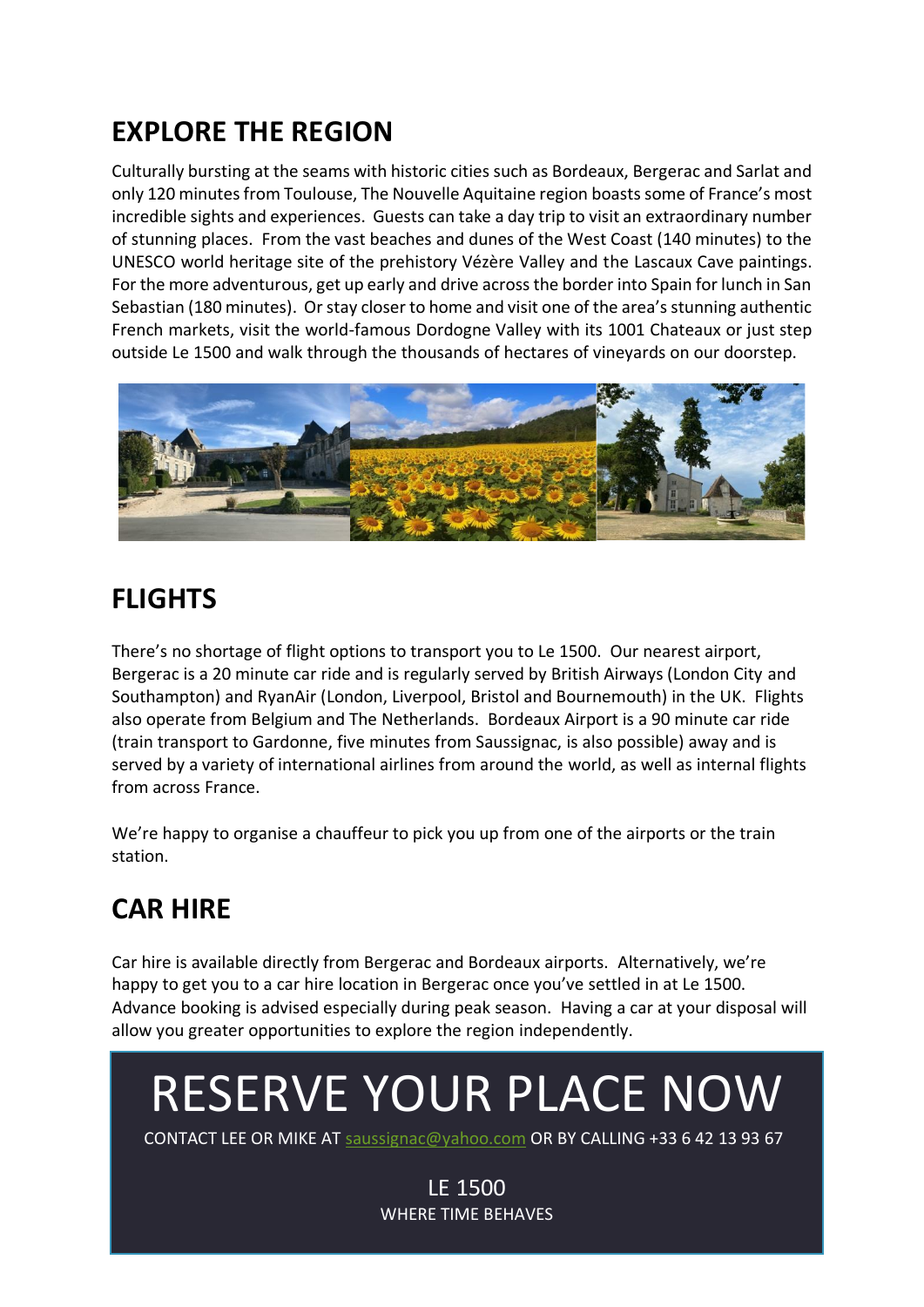## EXPLORE THE REGION

Culturally bursting at the seams with historic cities such as Bordeaux, Bergerac and Sarlat and only 120 minutes from Toulouse, The Nouvelle Aquitaine region boasts some of France's most incredible sights and experiences. Guests can take a day trip to visit an extraordinary number of stunning places. From the vast beaches and dunes of the West Coast (140 minutes) to the UNESCO world heritage site of the prehistory Vézère Valley and the Lascaux Cave paintings. For the more adventurous, get up early and drive across the border into Spain for lunch in San Sebastian (180 minutes). Or stay closer to home and visit one of the area's stunning authentic French markets, visit the world-famous Dordogne Valley with its 1001 Chateaux or just step outside Le 1500 and walk through the thousands of hectares of vineyards on our doorstep.

## FLIGHTS

There's no shortage of flight options to transport you to Le 1500. Our nearest airport, Bergerac is a 20 minute car ride and is regularly served by British Airways (London City and Southampton) and RyanAir (London, Liverpool, Bristol and Bournemouth) in the UK. Flights also operate from Belgium and The Netherlands. Bordeaux Airport is a 90 minute car ride (train transport to Gardonne, five minutes from Saussignac, is also possible) away and is served by a variety of international airlines from around the world, as well as internal flights from across France.

We're happy to organise a chauffeur to pick you up from one of the airports or the train station.

## CAR HIRE

Car hire is available directly from Bergerac and Bordeaux airports. Alternatively, we're happy to get you to a car hire location in Bergerac once you've settled in at Le 1500. Advance booking is advised especially during peak season. Having a car at your disposal will allow you greater opportunities to explore the region independently.

# RESERVE YOUR PLACE NOW

CONTACT LEE OR MIKE AT saussignac@yahoo.com OR BY CALLING +33 6 42 13 93 67

LE 1500

WHERE TIME BEHAVES